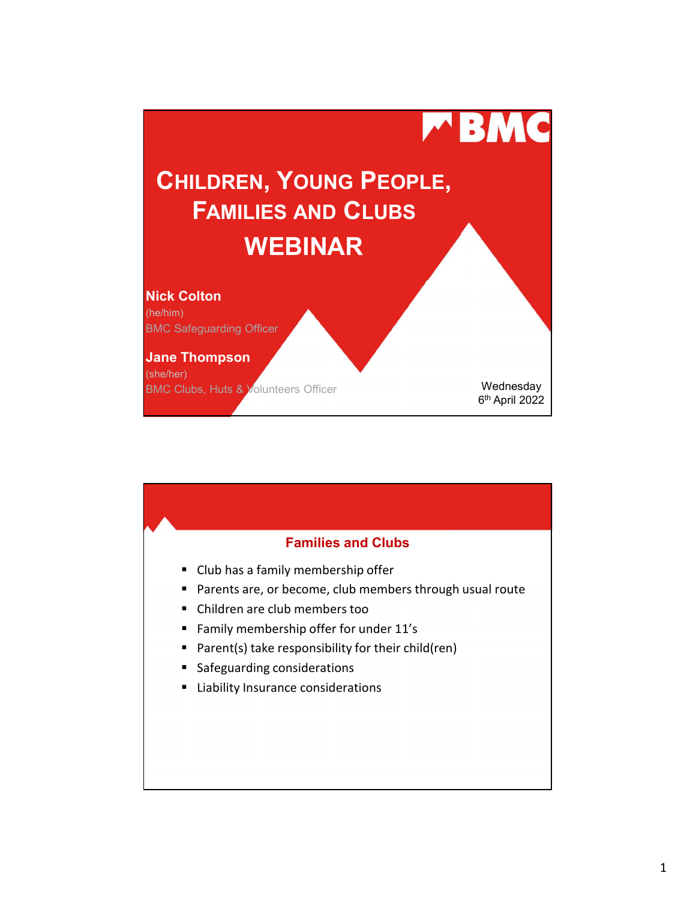# Children, Young People, Families and Clubs WEBINAR

**Nick Colton**
(he/him)
BMC Safeguarding Officer

**Jane Thompson**
(she/her)
BMC Clubs, Huts & Volunteers Officer

Wednesday
6th April 2022

## Families and Clubs

- Club has a family membership offer
- Parents are, or become, club members through usual route
- Children are club members too
- Family membership offer for under 11's
- Parent(s) take responsibility for their child(ren)
- Safeguarding considerations
- Liability Insurance considerations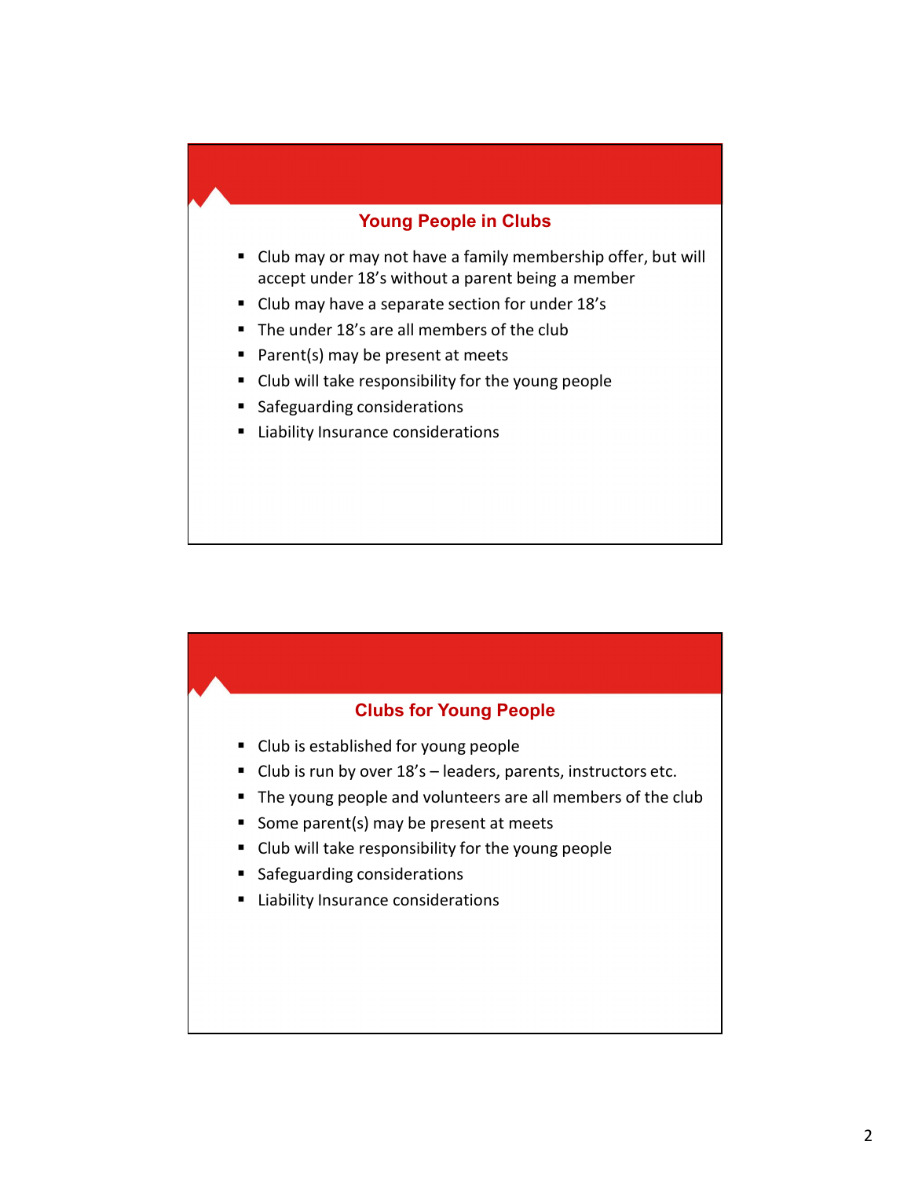## Young People in Clubs

- Club may or may not have a family membership offer, but will accept under 18's without a parent being a member
- Club may have a separate section for under 18's
- The under 18's are all members of the club
- Parent(s) may be present at meets
- Club will take responsibility for the young people
- Safeguarding considerations
- Liability Insurance considerations

## Clubs for Young People

- Club is established for young people
- Club is run by over 18's – leaders, parents, instructors etc.
- The young people and volunteers are all members of the club
- Some parent(s) may be present at meets
- Club will take responsibility for the young people
- Safeguarding considerations
- Liability Insurance considerations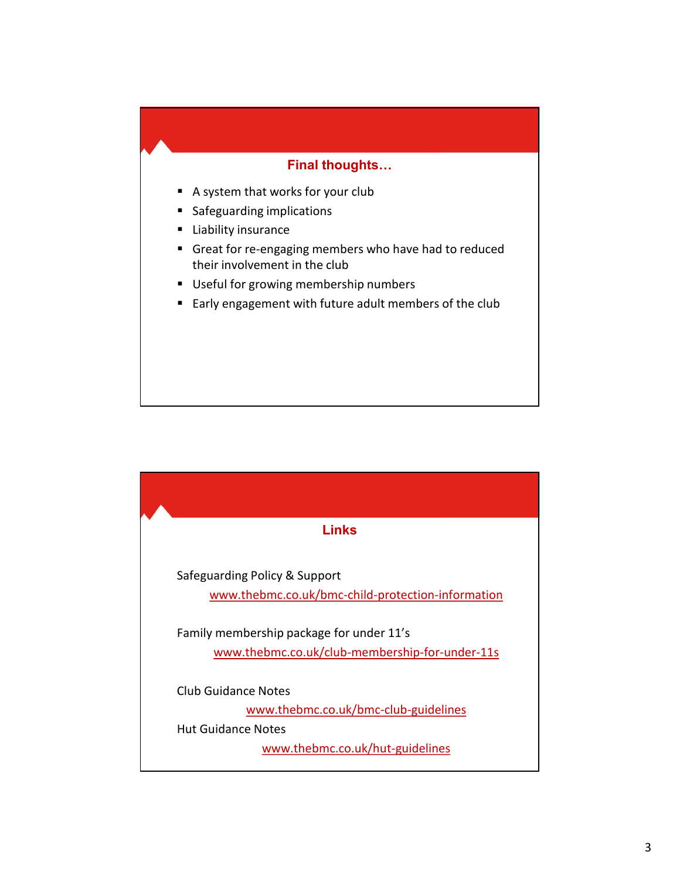## Final thoughts…

- A system that works for your club
- Safeguarding implications
- Liability insurance
- Great for re-engaging members who have had to reduced their involvement in the club
- Useful for growing membership numbers
- Early engagement with future adult members of the club

## Links

Safeguarding Policy & Support

www.thebmc.co.uk/bmc-child-protection-information

Family membership package for under 11's

www.thebmc.co.uk/club-membership-for-under-11s

Club Guidance Notes

www.thebmc.co.uk/bmc-club-guidelines

Hut Guidance Notes

www.thebmc.co.uk/hut-guidelines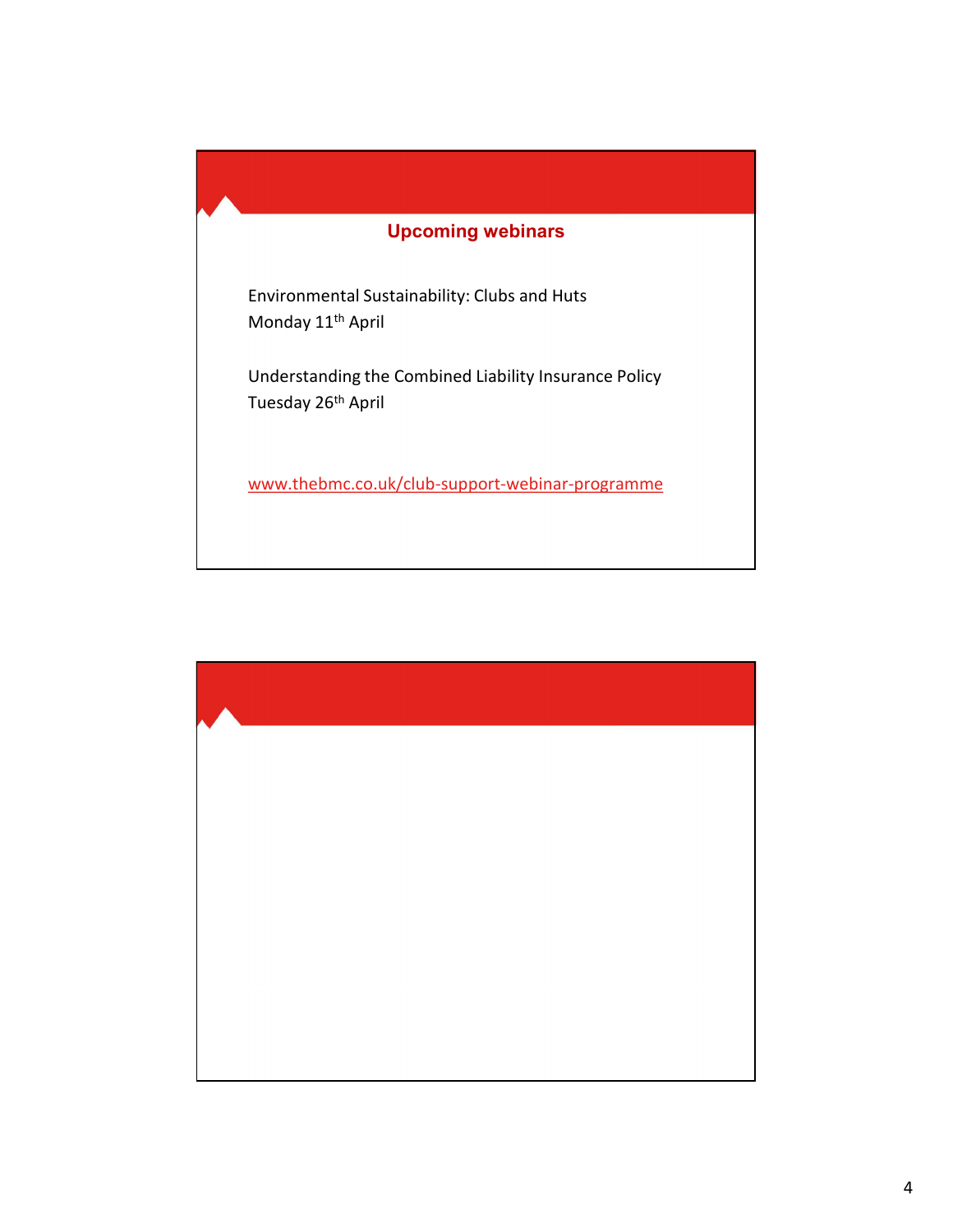## Upcoming webinars

Environmental Sustainability: Clubs and Huts
Monday 11th April

Understanding the Combined Liability Insurance Policy
Tuesday 26th April

www.thebmc.co.uk/club-support-webinar-programme